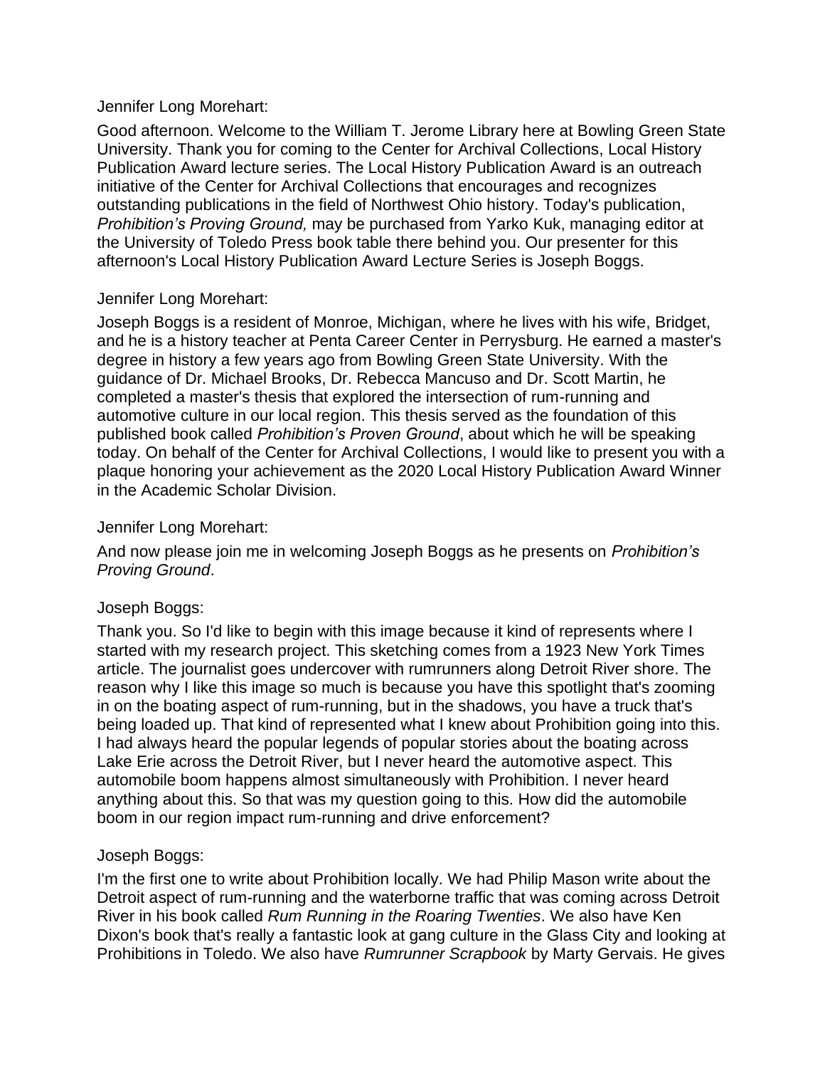Jennifer Long Morehart:

Good afternoon. Welcome to the William T. Jerome Library here at Bowling Green State University. Thank you for coming to the Center for Archival Collections, Local History Publication Award lecture series. The Local History Publication Award is an outreach initiative of the Center for Archival Collections that encourages and recognizes outstanding publications in the field of Northwest Ohio history. Today's publication, *Prohibition's Proving Ground,* may be purchased from Yarko Kuk, managing editor at the University of Toledo Press book table there behind you. Our presenter for this afternoon's Local History Publication Award Lecture Series is Joseph Boggs.

Jennifer Long Morehart:

Joseph Boggs is a resident of Monroe, Michigan, where he lives with his wife, Bridget, and he is a history teacher at Penta Career Center in Perrysburg. He earned a master's degree in history a few years ago from Bowling Green State University. With the guidance of Dr. Michael Brooks, Dr. Rebecca Mancuso and Dr. Scott Martin, he completed a master's thesis that explored the intersection of rum-running and automotive culture in our local region. This thesis served as the foundation of this published book called *Prohibition's Proven Ground*, about which he will be speaking today. On behalf of the Center for Archival Collections, I would like to present you with a plaque honoring your achievement as the 2020 Local History Publication Award Winner in the Academic Scholar Division.

Jennifer Long Morehart:

And now please join me in welcoming Joseph Boggs as he presents on *Prohibition's Proving Ground*.

Joseph Boggs:

Thank you. So I'd like to begin with this image because it kind of represents where I started with my research project. This sketching comes from a 1923 New York Times article. The journalist goes undercover with rumrunners along Detroit River shore. The reason why I like this image so much is because you have this spotlight that's zooming in on the boating aspect of rum-running, but in the shadows, you have a truck that's being loaded up. That kind of represented what I knew about Prohibition going into this. I had always heard the popular legends of popular stories about the boating across Lake Erie across the Detroit River, but I never heard the automotive aspect. This automobile boom happens almost simultaneously with Prohibition. I never heard anything about this. So that was my question going to this. How did the automobile boom in our region impact rum-running and drive enforcement?

Joseph Boggs:

I'm the first one to write about Prohibition locally. We had Philip Mason write about the Detroit aspect of rum-running and the waterborne traffic that was coming across Detroit River in his book called *Rum Running in the Roaring Twenties*. We also have Ken Dixon's book that's really a fantastic look at gang culture in the Glass City and looking at Prohibitions in Toledo. We also have *Rumrunner Scrapbook* by Marty Gervais. He gives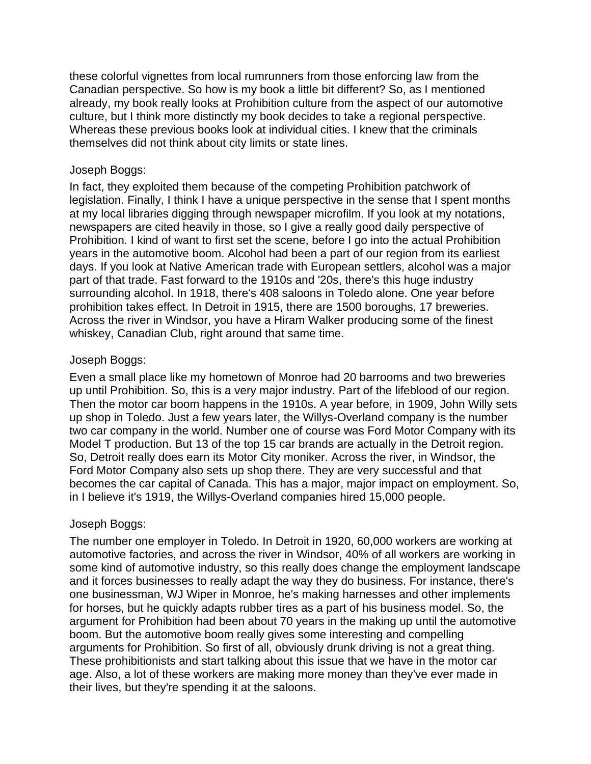these colorful vignettes from local rumrunners from those enforcing law from the Canadian perspective. So how is my book a little bit different? So, as I mentioned already, my book really looks at Prohibition culture from the aspect of our automotive culture, but I think more distinctly my book decides to take a regional perspective. Whereas these previous books look at individual cities. I knew that the criminals themselves did not think about city limits or state lines.

Joseph Boggs:

In fact, they exploited them because of the competing Prohibition patchwork of legislation. Finally, I think I have a unique perspective in the sense that I spent months at my local libraries digging through newspaper microfilm. If you look at my notations, newspapers are cited heavily in those, so I give a really good daily perspective of Prohibition. I kind of want to first set the scene, before I go into the actual Prohibition years in the automotive boom. Alcohol had been a part of our region from its earliest days. If you look at Native American trade with European settlers, alcohol was a major part of that trade. Fast forward to the 1910s and '20s, there's this huge industry surrounding alcohol. In 1918, there's 408 saloons in Toledo alone. One year before prohibition takes effect. In Detroit in 1915, there are 1500 boroughs, 17 breweries. Across the river in Windsor, you have a Hiram Walker producing some of the finest whiskey, Canadian Club, right around that same time.

Joseph Boggs:

Even a small place like my hometown of Monroe had 20 barrooms and two breweries up until Prohibition. So, this is a very major industry. Part of the lifeblood of our region. Then the motor car boom happens in the 1910s. A year before, in 1909, John Willy sets up shop in Toledo. Just a few years later, the Willys-Overland company is the number two car company in the world. Number one of course was Ford Motor Company with its Model T production. But 13 of the top 15 car brands are actually in the Detroit region. So, Detroit really does earn its Motor City moniker. Across the river, in Windsor, the Ford Motor Company also sets up shop there. They are very successful and that becomes the car capital of Canada. This has a major, major impact on employment. So, in I believe it's 1919, the Willys-Overland companies hired 15,000 people.

Joseph Boggs:

The number one employer in Toledo. In Detroit in 1920, 60,000 workers are working at automotive factories, and across the river in Windsor, 40% of all workers are working in some kind of automotive industry, so this really does change the employment landscape and it forces businesses to really adapt the way they do business. For instance, there's one businessman, WJ Wiper in Monroe, he's making harnesses and other implements for horses, but he quickly adapts rubber tires as a part of his business model. So, the argument for Prohibition had been about 70 years in the making up until the automotive boom. But the automotive boom really gives some interesting and compelling arguments for Prohibition. So first of all, obviously drunk driving is not a great thing. These prohibitionists and start talking about this issue that we have in the motor car age. Also, a lot of these workers are making more money than they've ever made in their lives, but they're spending it at the saloons.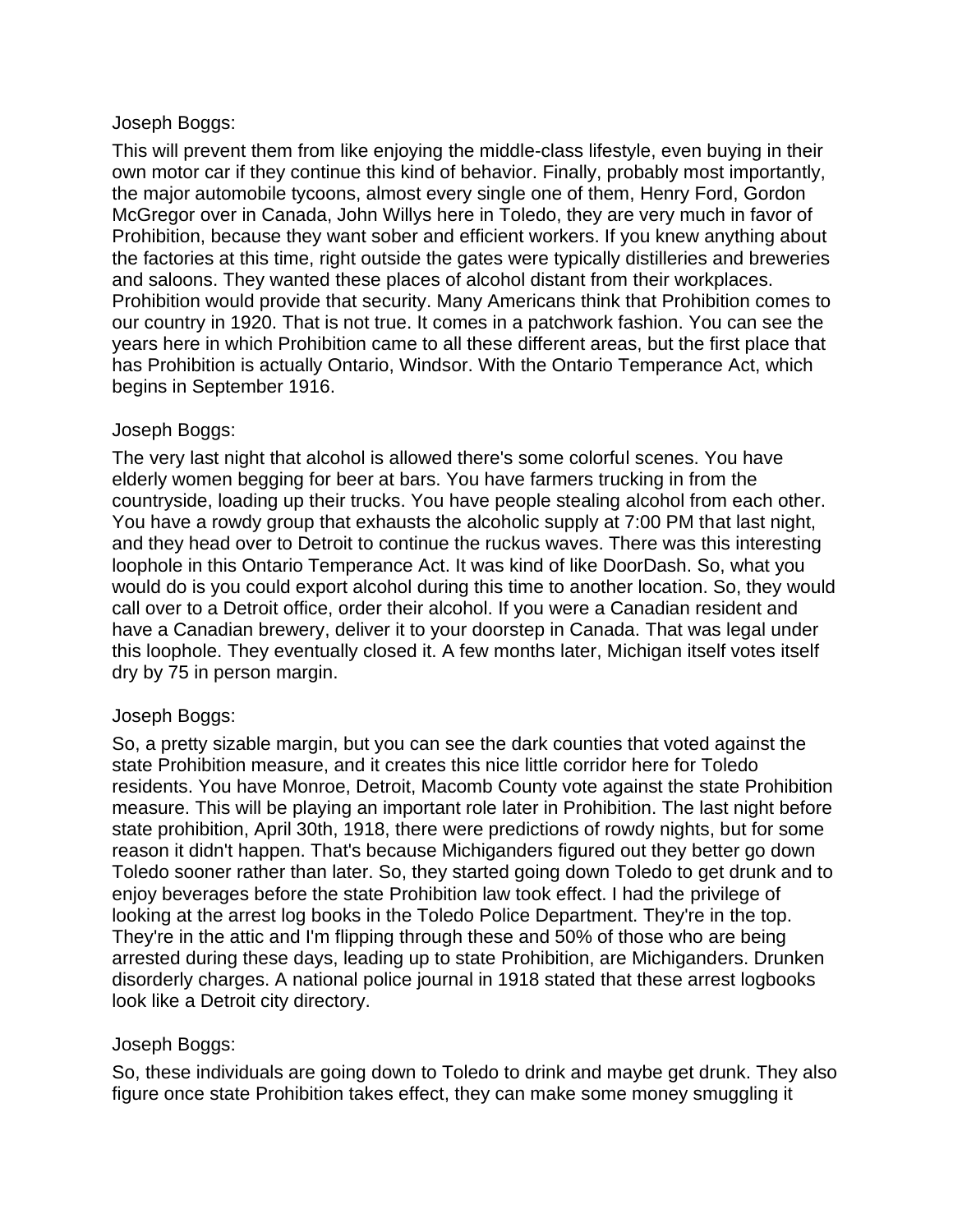Joseph Boggs:

This will prevent them from like enjoying the middle-class lifestyle, even buying in their own motor car if they continue this kind of behavior. Finally, probably most importantly, the major automobile tycoons, almost every single one of them, Henry Ford, Gordon McGregor over in Canada, John Willys here in Toledo, they are very much in favor of Prohibition, because they want sober and efficient workers. If you knew anything about the factories at this time, right outside the gates were typically distilleries and breweries and saloons. They wanted these places of alcohol distant from their workplaces. Prohibition would provide that security. Many Americans think that Prohibition comes to our country in 1920. That is not true. It comes in a patchwork fashion. You can see the years here in which Prohibition came to all these different areas, but the first place that has Prohibition is actually Ontario, Windsor. With the Ontario Temperance Act, which begins in September 1916.

Joseph Boggs:

The very last night that alcohol is allowed there's some colorful scenes. You have elderly women begging for beer at bars. You have farmers trucking in from the countryside, loading up their trucks. You have people stealing alcohol from each other. You have a rowdy group that exhausts the alcoholic supply at 7:00 PM that last night, and they head over to Detroit to continue the ruckus waves. There was this interesting loophole in this Ontario Temperance Act. It was kind of like DoorDash. So, what you would do is you could export alcohol during this time to another location. So, they would call over to a Detroit office, order their alcohol. If you were a Canadian resident and have a Canadian brewery, deliver it to your doorstep in Canada. That was legal under this loophole. They eventually closed it. A few months later, Michigan itself votes itself dry by 75 in person margin.

Joseph Boggs:

So, a pretty sizable margin, but you can see the dark counties that voted against the state Prohibition measure, and it creates this nice little corridor here for Toledo residents. You have Monroe, Detroit, Macomb County vote against the state Prohibition measure. This will be playing an important role later in Prohibition. The last night before state prohibition, April 30th, 1918, there were predictions of rowdy nights, but for some reason it didn't happen. That's because Michiganders figured out they better go down Toledo sooner rather than later. So, they started going down Toledo to get drunk and to enjoy beverages before the state Prohibition law took effect. I had the privilege of looking at the arrest log books in the Toledo Police Department. They're in the top. They're in the attic and I'm flipping through these and 50% of those who are being arrested during these days, leading up to state Prohibition, are Michiganders. Drunken disorderly charges. A national police journal in 1918 stated that these arrest logbooks look like a Detroit city directory.

Joseph Boggs:

So, these individuals are going down to Toledo to drink and maybe get drunk. They also figure once state Prohibition takes effect, they can make some money smuggling it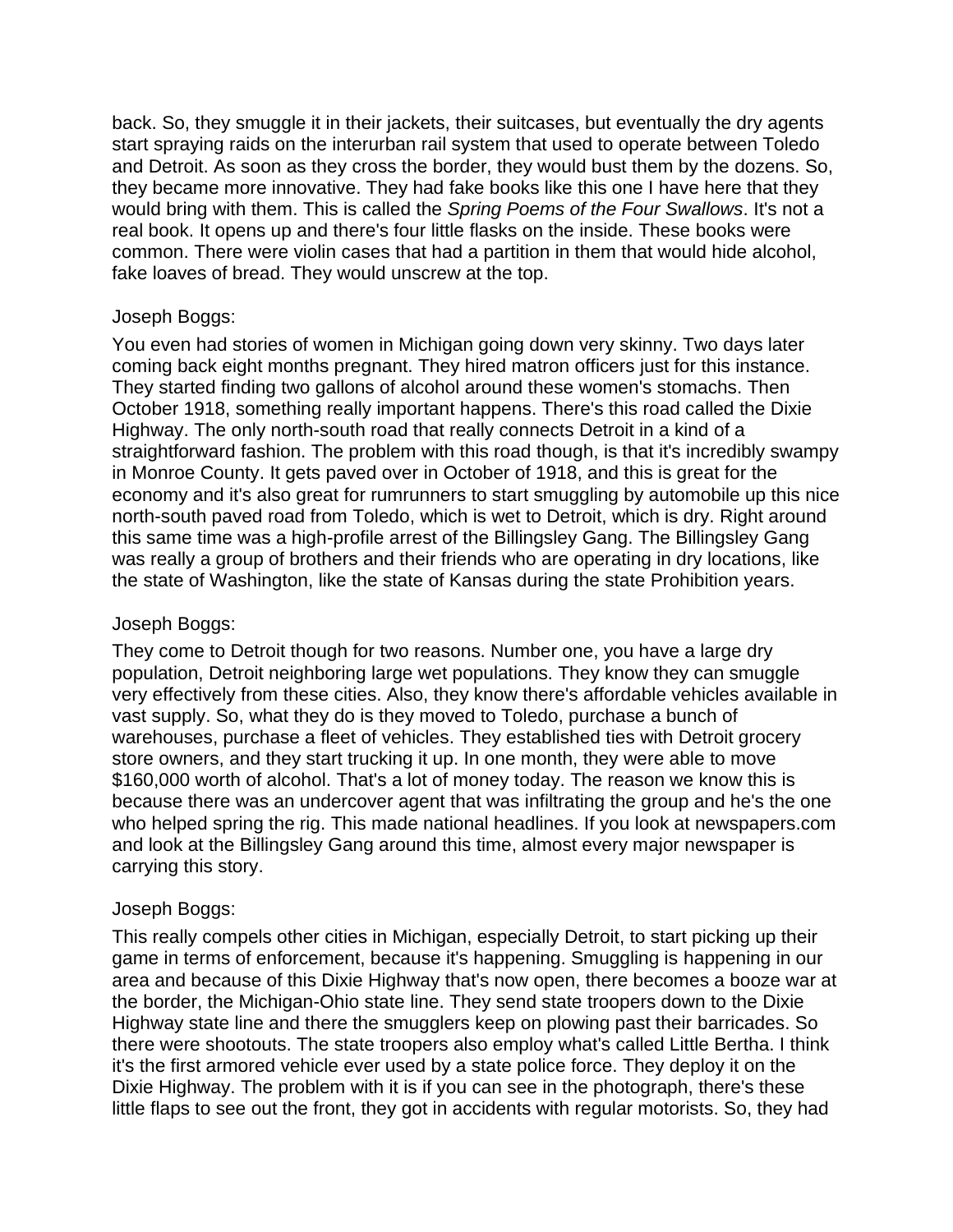back. So, they smuggle it in their jackets, their suitcases, but eventually the dry agents start spraying raids on the interurban rail system that used to operate between Toledo and Detroit. As soon as they cross the border, they would bust them by the dozens. So, they became more innovative. They had fake books like this one I have here that they would bring with them. This is called the *Spring Poems of the Four Swallows*. It's not a real book. It opens up and there's four little flasks on the inside. These books were common. There were violin cases that had a partition in them that would hide alcohol, fake loaves of bread. They would unscrew at the top.

Joseph Boggs:

You even had stories of women in Michigan going down very skinny. Two days later coming back eight months pregnant. They hired matron officers just for this instance. They started finding two gallons of alcohol around these women's stomachs. Then October 1918, something really important happens. There's this road called the Dixie Highway. The only north-south road that really connects Detroit in a kind of a straightforward fashion. The problem with this road though, is that it's incredibly swampy in Monroe County. It gets paved over in October of 1918, and this is great for the economy and it's also great for rumrunners to start smuggling by automobile up this nice north-south paved road from Toledo, which is wet to Detroit, which is dry. Right around this same time was a high-profile arrest of the Billingsley Gang. The Billingsley Gang was really a group of brothers and their friends who are operating in dry locations, like the state of Washington, like the state of Kansas during the state Prohibition years.

Joseph Boggs:

They come to Detroit though for two reasons. Number one, you have a large dry population, Detroit neighboring large wet populations. They know they can smuggle very effectively from these cities. Also, they know there's affordable vehicles available in vast supply. So, what they do is they moved to Toledo, purchase a bunch of warehouses, purchase a fleet of vehicles. They established ties with Detroit grocery store owners, and they start trucking it up. In one month, they were able to move $160,000 worth of alcohol. That's a lot of money today. The reason we know this is because there was an undercover agent that was infiltrating the group and he's the one who helped spring the rig. This made national headlines. If you look at newspapers.com and look at the Billingsley Gang around this time, almost every major newspaper is carrying this story.

Joseph Boggs:

This really compels other cities in Michigan, especially Detroit, to start picking up their game in terms of enforcement, because it's happening. Smuggling is happening in our area and because of this Dixie Highway that's now open, there becomes a booze war at the border, the Michigan-Ohio state line. They send state troopers down to the Dixie Highway state line and there the smugglers keep on plowing past their barricades. So there were shootouts. The state troopers also employ what's called Little Bertha. I think it's the first armored vehicle ever used by a state police force. They deploy it on the Dixie Highway. The problem with it is if you can see in the photograph, there's these little flaps to see out the front, they got in accidents with regular motorists. So, they had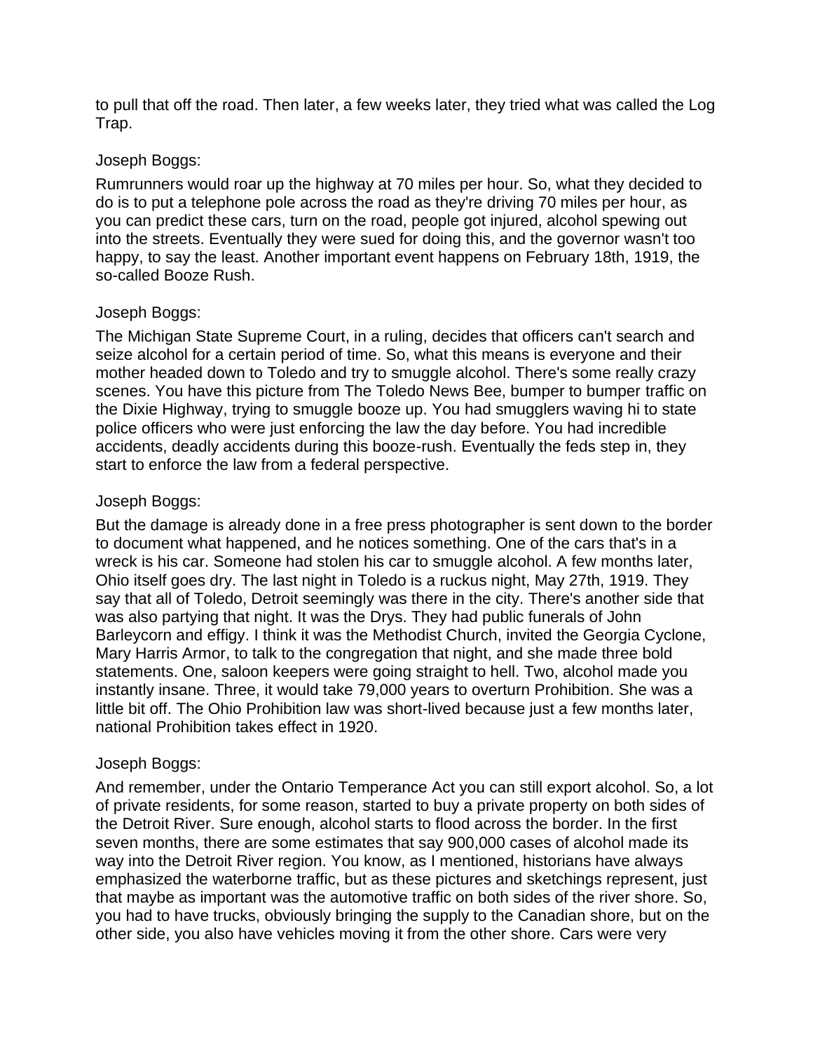to pull that off the road. Then later, a few weeks later, they tried what was called the Log Trap.

Joseph Boggs:

Rumrunners would roar up the highway at 70 miles per hour. So, what they decided to do is to put a telephone pole across the road as they're driving 70 miles per hour, as you can predict these cars, turn on the road, people got injured, alcohol spewing out into the streets. Eventually they were sued for doing this, and the governor wasn't too happy, to say the least. Another important event happens on February 18th, 1919, the so-called Booze Rush.

Joseph Boggs:

The Michigan State Supreme Court, in a ruling, decides that officers can't search and seize alcohol for a certain period of time. So, what this means is everyone and their mother headed down to Toledo and try to smuggle alcohol. There's some really crazy scenes. You have this picture from The Toledo News Bee, bumper to bumper traffic on the Dixie Highway, trying to smuggle booze up. You had smugglers waving hi to state police officers who were just enforcing the law the day before. You had incredible accidents, deadly accidents during this booze-rush. Eventually the feds step in, they start to enforce the law from a federal perspective.

Joseph Boggs:

But the damage is already done in a free press photographer is sent down to the border to document what happened, and he notices something. One of the cars that's in a wreck is his car. Someone had stolen his car to smuggle alcohol. A few months later, Ohio itself goes dry. The last night in Toledo is a ruckus night, May 27th, 1919. They say that all of Toledo, Detroit seemingly was there in the city. There's another side that was also partying that night. It was the Drys. They had public funerals of John Barleycorn and effigy. I think it was the Methodist Church, invited the Georgia Cyclone, Mary Harris Armor, to talk to the congregation that night, and she made three bold statements. One, saloon keepers were going straight to hell. Two, alcohol made you instantly insane. Three, it would take 79,000 years to overturn Prohibition. She was a little bit off. The Ohio Prohibition law was short-lived because just a few months later, national Prohibition takes effect in 1920.

Joseph Boggs:

And remember, under the Ontario Temperance Act you can still export alcohol. So, a lot of private residents, for some reason, started to buy a private property on both sides of the Detroit River. Sure enough, alcohol starts to flood across the border. In the first seven months, there are some estimates that say 900,000 cases of alcohol made its way into the Detroit River region. You know, as I mentioned, historians have always emphasized the waterborne traffic, but as these pictures and sketchings represent, just that maybe as important was the automotive traffic on both sides of the river shore. So, you had to have trucks, obviously bringing the supply to the Canadian shore, but on the other side, you also have vehicles moving it from the other shore. Cars were very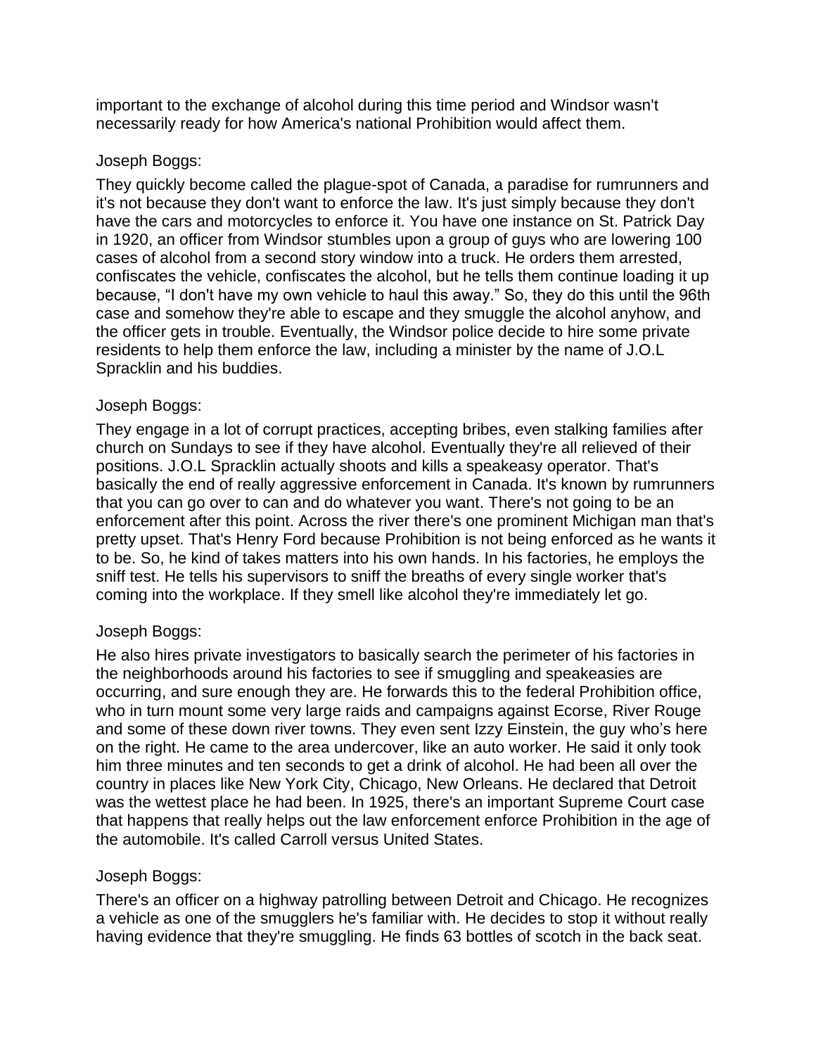important to the exchange of alcohol during this time period and Windsor wasn't necessarily ready for how America's national Prohibition would affect them.

Joseph Boggs:

They quickly become called the plague-spot of Canada, a paradise for rumrunners and it's not because they don't want to enforce the law. It's just simply because they don't have the cars and motorcycles to enforce it. You have one instance on St. Patrick Day in 1920, an officer from Windsor stumbles upon a group of guys who are lowering 100 cases of alcohol from a second story window into a truck. He orders them arrested, confiscates the vehicle, confiscates the alcohol, but he tells them continue loading it up because, "I don't have my own vehicle to haul this away." So, they do this until the 96th case and somehow they're able to escape and they smuggle the alcohol anyhow, and the officer gets in trouble. Eventually, the Windsor police decide to hire some private residents to help them enforce the law, including a minister by the name of J.O.L Spracklin and his buddies.

Joseph Boggs:

They engage in a lot of corrupt practices, accepting bribes, even stalking families after church on Sundays to see if they have alcohol. Eventually they're all relieved of their positions. J.O.L Spracklin actually shoots and kills a speakeasy operator. That's basically the end of really aggressive enforcement in Canada. It's known by rumrunners that you can go over to can and do whatever you want. There's not going to be an enforcement after this point. Across the river there's one prominent Michigan man that's pretty upset. That's Henry Ford because Prohibition is not being enforced as he wants it to be. So, he kind of takes matters into his own hands. In his factories, he employs the sniff test. He tells his supervisors to sniff the breaths of every single worker that's coming into the workplace. If they smell like alcohol they're immediately let go.

Joseph Boggs:

He also hires private investigators to basically search the perimeter of his factories in the neighborhoods around his factories to see if smuggling and speakeasies are occurring, and sure enough they are. He forwards this to the federal Prohibition office, who in turn mount some very large raids and campaigns against Ecorse, River Rouge and some of these down river towns. They even sent Izzy Einstein, the guy who's here on the right. He came to the area undercover, like an auto worker. He said it only took him three minutes and ten seconds to get a drink of alcohol. He had been all over the country in places like New York City, Chicago, New Orleans. He declared that Detroit was the wettest place he had been. In 1925, there's an important Supreme Court case that happens that really helps out the law enforcement enforce Prohibition in the age of the automobile. It's called Carroll versus United States.

Joseph Boggs:

There's an officer on a highway patrolling between Detroit and Chicago. He recognizes a vehicle as one of the smugglers he's familiar with. He decides to stop it without really having evidence that they're smuggling. He finds 63 bottles of scotch in the back seat.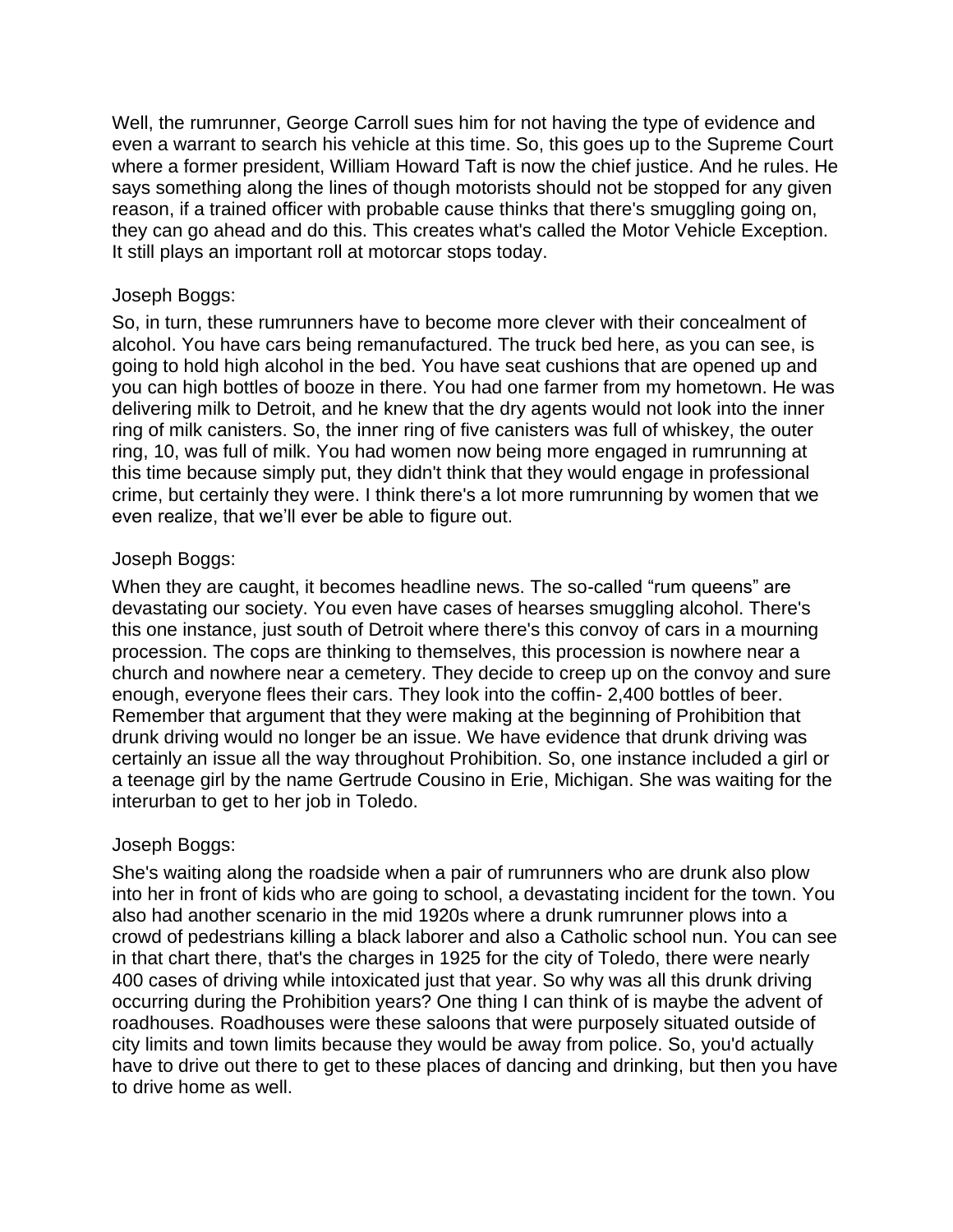Well, the rumrunner, George Carroll sues him for not having the type of evidence and even a warrant to search his vehicle at this time. So, this goes up to the Supreme Court where a former president, William Howard Taft is now the chief justice. And he rules. He says something along the lines of though motorists should not be stopped for any given reason, if a trained officer with probable cause thinks that there's smuggling going on, they can go ahead and do this. This creates what's called the Motor Vehicle Exception. It still plays an important roll at motorcar stops today.

Joseph Boggs:

So, in turn, these rumrunners have to become more clever with their concealment of alcohol. You have cars being remanufactured. The truck bed here, as you can see, is going to hold high alcohol in the bed. You have seat cushions that are opened up and you can high bottles of booze in there. You had one farmer from my hometown. He was delivering milk to Detroit, and he knew that the dry agents would not look into the inner ring of milk canisters. So, the inner ring of five canisters was full of whiskey, the outer ring, 10, was full of milk. You had women now being more engaged in rumrunning at this time because simply put, they didn't think that they would engage in professional crime, but certainly they were. I think there's a lot more rumrunning by women that we even realize, that we'll ever be able to figure out.

Joseph Boggs:

When they are caught, it becomes headline news. The so-called "rum queens" are devastating our society. You even have cases of hearses smuggling alcohol. There's this one instance, just south of Detroit where there's this convoy of cars in a mourning procession. The cops are thinking to themselves, this procession is nowhere near a church and nowhere near a cemetery. They decide to creep up on the convoy and sure enough, everyone flees their cars. They look into the coffin- 2,400 bottles of beer. Remember that argument that they were making at the beginning of Prohibition that drunk driving would no longer be an issue. We have evidence that drunk driving was certainly an issue all the way throughout Prohibition. So, one instance included a girl or a teenage girl by the name Gertrude Cousino in Erie, Michigan. She was waiting for the interurban to get to her job in Toledo.

Joseph Boggs:

She's waiting along the roadside when a pair of rumrunners who are drunk also plow into her in front of kids who are going to school, a devastating incident for the town. You also had another scenario in the mid 1920s where a drunk rumrunner plows into a crowd of pedestrians killing a black laborer and also a Catholic school nun. You can see in that chart there, that's the charges in 1925 for the city of Toledo, there were nearly 400 cases of driving while intoxicated just that year. So why was all this drunk driving occurring during the Prohibition years? One thing I can think of is maybe the advent of roadhouses. Roadhouses were these saloons that were purposely situated outside of city limits and town limits because they would be away from police. So, you'd actually have to drive out there to get to these places of dancing and drinking, but then you have to drive home as well.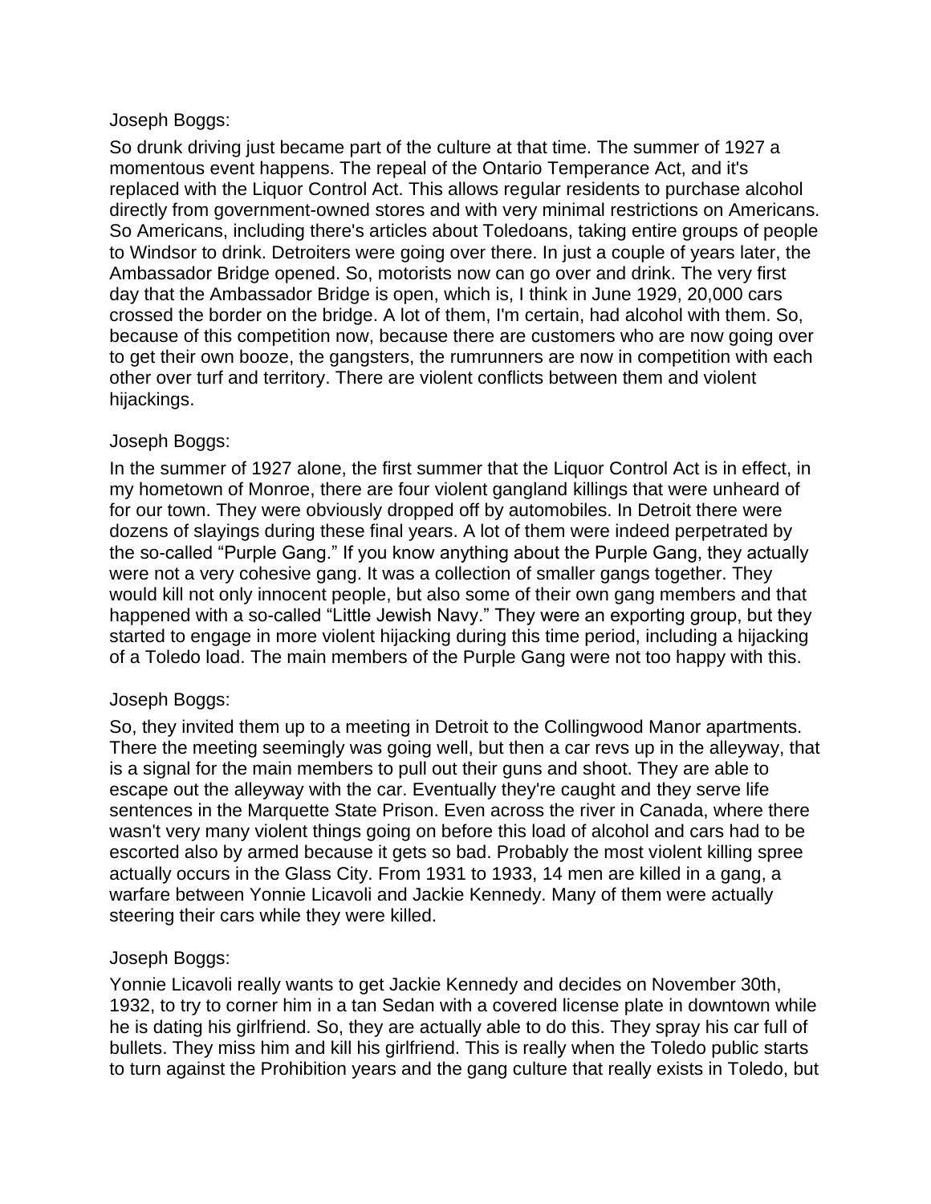Joseph Boggs:

So drunk driving just became part of the culture at that time. The summer of 1927 a momentous event happens. The repeal of the Ontario Temperance Act, and it's replaced with the Liquor Control Act. This allows regular residents to purchase alcohol directly from government-owned stores and with very minimal restrictions on Americans. So Americans, including there's articles about Toledoans, taking entire groups of people to Windsor to drink. Detroiters were going over there. In just a couple of years later, the Ambassador Bridge opened. So, motorists now can go over and drink. The very first day that the Ambassador Bridge is open, which is, I think in June 1929, 20,000 cars crossed the border on the bridge. A lot of them, I'm certain, had alcohol with them. So, because of this competition now, because there are customers who are now going over to get their own booze, the gangsters, the rumrunners are now in competition with each other over turf and territory. There are violent conflicts between them and violent hijackings.

Joseph Boggs:

In the summer of 1927 alone, the first summer that the Liquor Control Act is in effect, in my hometown of Monroe, there are four violent gangland killings that were unheard of for our town. They were obviously dropped off by automobiles. In Detroit there were dozens of slayings during these final years. A lot of them were indeed perpetrated by the so-called "Purple Gang." If you know anything about the Purple Gang, they actually were not a very cohesive gang. It was a collection of smaller gangs together. They would kill not only innocent people, but also some of their own gang members and that happened with a so-called "Little Jewish Navy." They were an exporting group, but they started to engage in more violent hijacking during this time period, including a hijacking of a Toledo load. The main members of the Purple Gang were not too happy with this.

Joseph Boggs:

So, they invited them up to a meeting in Detroit to the Collingwood Manor apartments. There the meeting seemingly was going well, but then a car revs up in the alleyway, that is a signal for the main members to pull out their guns and shoot. They are able to escape out the alleyway with the car. Eventually they're caught and they serve life sentences in the Marquette State Prison. Even across the river in Canada, where there wasn't very many violent things going on before this load of alcohol and cars had to be escorted also by armed because it gets so bad. Probably the most violent killing spree actually occurs in the Glass City. From 1931 to 1933, 14 men are killed in a gang, a warfare between Yonnie Licavoli and Jackie Kennedy. Many of them were actually steering their cars while they were killed.

Joseph Boggs:

Yonnie Licavoli really wants to get Jackie Kennedy and decides on November 30th, 1932, to try to corner him in a tan Sedan with a covered license plate in downtown while he is dating his girlfriend. So, they are actually able to do this. They spray his car full of bullets. They miss him and kill his girlfriend. This is really when the Toledo public starts to turn against the Prohibition years and the gang culture that really exists in Toledo, but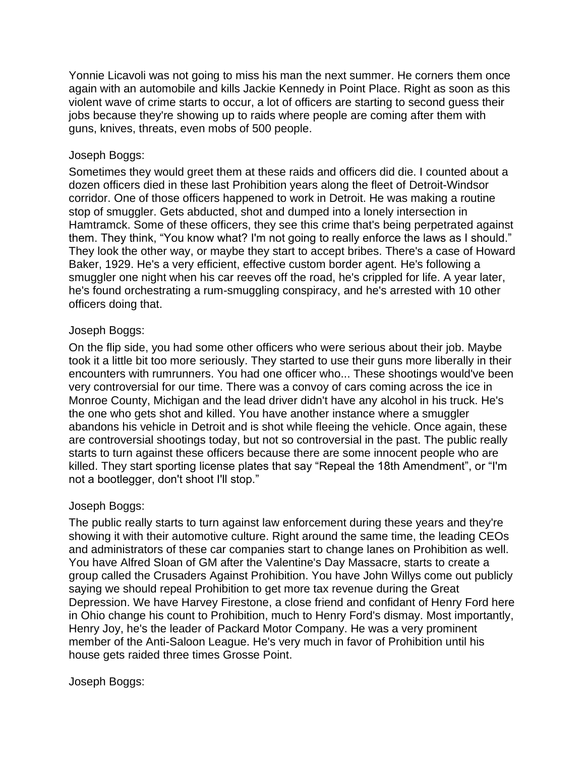Yonnie Licavoli was not going to miss his man the next summer. He corners them once again with an automobile and kills Jackie Kennedy in Point Place. Right as soon as this violent wave of crime starts to occur, a lot of officers are starting to second guess their jobs because they're showing up to raids where people are coming after them with guns, knives, threats, even mobs of 500 people.

Joseph Boggs:

Sometimes they would greet them at these raids and officers did die. I counted about a dozen officers died in these last Prohibition years along the fleet of Detroit-Windsor corridor. One of those officers happened to work in Detroit. He was making a routine stop of smuggler. Gets abducted, shot and dumped into a lonely intersection in Hamtramck. Some of these officers, they see this crime that's being perpetrated against them. They think, "You know what? I'm not going to really enforce the laws as I should." They look the other way, or maybe they start to accept bribes. There's a case of Howard Baker, 1929. He's a very efficient, effective custom border agent. He's following a smuggler one night when his car reeves off the road, he's crippled for life. A year later, he's found orchestrating a rum-smuggling conspiracy, and he's arrested with 10 other officers doing that.

Joseph Boggs:

On the flip side, you had some other officers who were serious about their job. Maybe took it a little bit too more seriously. They started to use their guns more liberally in their encounters with rumrunners. You had one officer who... These shootings would've been very controversial for our time. There was a convoy of cars coming across the ice in Monroe County, Michigan and the lead driver didn't have any alcohol in his truck. He's the one who gets shot and killed. You have another instance where a smuggler abandons his vehicle in Detroit and is shot while fleeing the vehicle. Once again, these are controversial shootings today, but not so controversial in the past. The public really starts to turn against these officers because there are some innocent people who are killed. They start sporting license plates that say "Repeal the 18th Amendment", or "I'm not a bootlegger, don't shoot I'll stop."

Joseph Boggs:

The public really starts to turn against law enforcement during these years and they're showing it with their automotive culture. Right around the same time, the leading CEOs and administrators of these car companies start to change lanes on Prohibition as well. You have Alfred Sloan of GM after the Valentine's Day Massacre, starts to create a group called the Crusaders Against Prohibition. You have John Willys come out publicly saying we should repeal Prohibition to get more tax revenue during the Great Depression. We have Harvey Firestone, a close friend and confidant of Henry Ford here in Ohio change his count to Prohibition, much to Henry Ford's dismay. Most importantly, Henry Joy, he's the leader of Packard Motor Company. He was a very prominent member of the Anti-Saloon League. He's very much in favor of Prohibition until his house gets raided three times Grosse Point.

Joseph Boggs: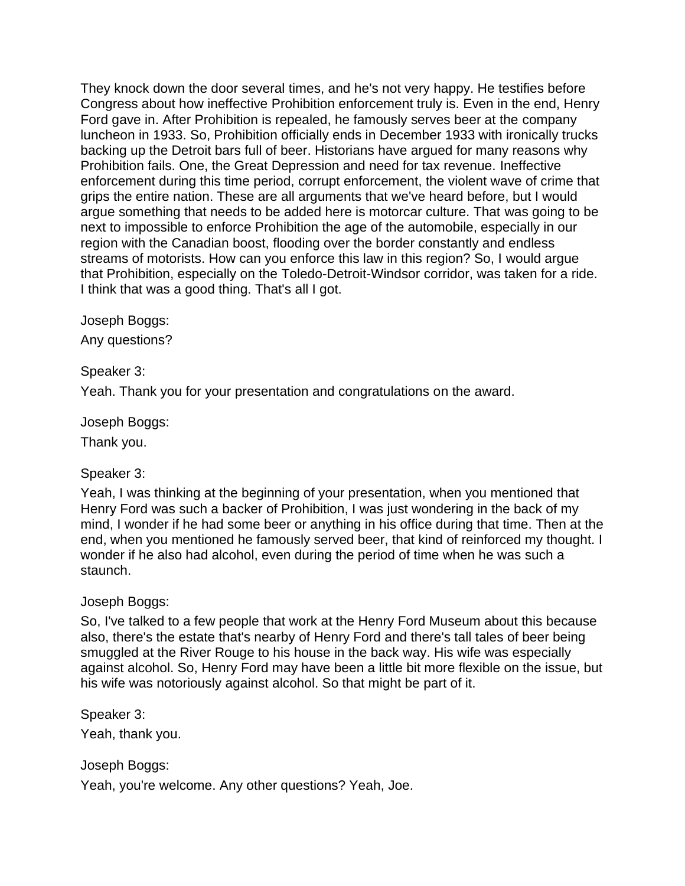They knock down the door several times, and he's not very happy. He testifies before Congress about how ineffective Prohibition enforcement truly is. Even in the end, Henry Ford gave in. After Prohibition is repealed, he famously serves beer at the company luncheon in 1933. So, Prohibition officially ends in December 1933 with ironically trucks backing up the Detroit bars full of beer. Historians have argued for many reasons why Prohibition fails. One, the Great Depression and need for tax revenue. Ineffective enforcement during this time period, corrupt enforcement, the violent wave of crime that grips the entire nation. These are all arguments that we've heard before, but I would argue something that needs to be added here is motorcar culture. That was going to be next to impossible to enforce Prohibition the age of the automobile, especially in our region with the Canadian boost, flooding over the border constantly and endless streams of motorists. How can you enforce this law in this region? So, I would argue that Prohibition, especially on the Toledo-Detroit-Windsor corridor, was taken for a ride. I think that was a good thing. That's all I got.

Joseph Boggs:

Any questions?

Speaker 3:

Yeah. Thank you for your presentation and congratulations on the award.

Joseph Boggs:

Thank you.

Speaker 3:

Yeah, I was thinking at the beginning of your presentation, when you mentioned that Henry Ford was such a backer of Prohibition, I was just wondering in the back of my mind, I wonder if he had some beer or anything in his office during that time. Then at the end, when you mentioned he famously served beer, that kind of reinforced my thought. I wonder if he also had alcohol, even during the period of time when he was such a staunch.

Joseph Boggs:

So, I've talked to a few people that work at the Henry Ford Museum about this because also, there's the estate that's nearby of Henry Ford and there's tall tales of beer being smuggled at the River Rouge to his house in the back way. His wife was especially against alcohol. So, Henry Ford may have been a little bit more flexible on the issue, but his wife was notoriously against alcohol. So that might be part of it.

Speaker 3:

Yeah, thank you.

Joseph Boggs:

Yeah, you're welcome. Any other questions? Yeah, Joe.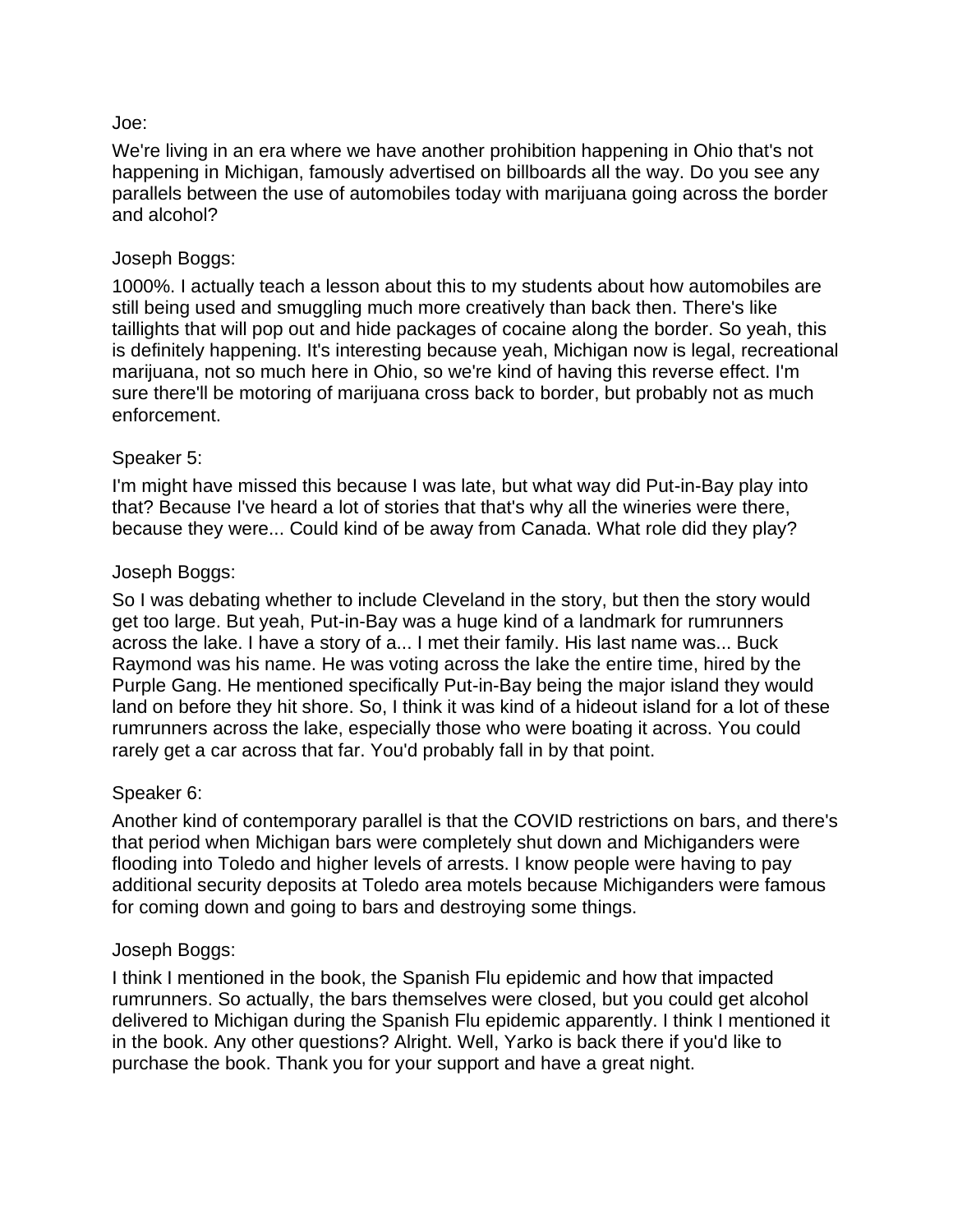Joe:

We're living in an era where we have another prohibition happening in Ohio that's not happening in Michigan, famously advertised on billboards all the way. Do you see any parallels between the use of automobiles today with marijuana going across the border and alcohol?

Joseph Boggs:

1000%. I actually teach a lesson about this to my students about how automobiles are still being used and smuggling much more creatively than back then. There's like taillights that will pop out and hide packages of cocaine along the border. So yeah, this is definitely happening. It's interesting because yeah, Michigan now is legal, recreational marijuana, not so much here in Ohio, so we're kind of having this reverse effect. I'm sure there'll be motoring of marijuana cross back to border, but probably not as much enforcement.

Speaker 5:

I'm might have missed this because I was late, but what way did Put-in-Bay play into that? Because I've heard a lot of stories that that's why all the wineries were there, because they were... Could kind of be away from Canada. What role did they play?

Joseph Boggs:

So I was debating whether to include Cleveland in the story, but then the story would get too large. But yeah, Put-in-Bay was a huge kind of a landmark for rumrunners across the lake. I have a story of a... I met their family. His last name was... Buck Raymond was his name. He was voting across the lake the entire time, hired by the Purple Gang. He mentioned specifically Put-in-Bay being the major island they would land on before they hit shore. So, I think it was kind of a hideout island for a lot of these rumrunners across the lake, especially those who were boating it across. You could rarely get a car across that far. You'd probably fall in by that point.

Speaker 6:

Another kind of contemporary parallel is that the COVID restrictions on bars, and there's that period when Michigan bars were completely shut down and Michiganders were flooding into Toledo and higher levels of arrests. I know people were having to pay additional security deposits at Toledo area motels because Michiganders were famous for coming down and going to bars and destroying some things.

Joseph Boggs:

I think I mentioned in the book, the Spanish Flu epidemic and how that impacted rumrunners. So actually, the bars themselves were closed, but you could get alcohol delivered to Michigan during the Spanish Flu epidemic apparently. I think I mentioned it in the book. Any other questions? Alright. Well, Yarko is back there if you'd like to purchase the book. Thank you for your support and have a great night.